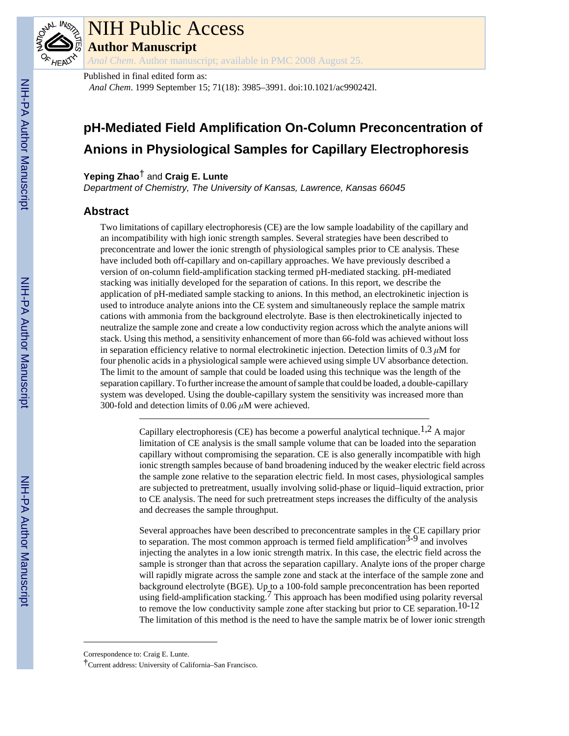# NIH Public Access

**Author Manuscript**

*Anal Chem*. Author manuscript; available in PMC 2008 August 25.

Published in final edited form as:

*Anal Chem*. 1999 September 15; 71(18): 3985–3991. doi:10.1021/ac990242l.

# pH-Mediated Field Amplification On-Column Preconcentration of Anions in Physiological Samples for Capillary Electrophoresis

**Yeping Zhao**[†] and **Craig E. Lunte**

*Department of Chemistry, The University of Kansas, Lawrence, Kansas 66045*

## Abstract

Two limitations of capillary electrophoresis (CE) are the low sample loadability of the capillary and an incompatibility with high ionic strength samples. Several strategies have been described to preconcentrate and lower the ionic strength of physiological samples prior to CE analysis. These have included both off-capillary and on-capillary approaches. We have previously described a version of on-column field-amplification stacking termed pH-mediated stacking. pH-mediated stacking was initially developed for the separation of cations. In this report, we describe the application of pH-mediated sample stacking to anions. In this method, an electrokinetic injection is used to introduce analyte anions into the CE system and simultaneously replace the sample matrix cations with ammonia from the background electrolyte. Base is then electrokinetically injected to neutralize the sample zone and create a low conductivity region across which the analyte anions will stack. Using this method, a sensitivity enhancement of more than 66-fold was achieved without loss in separation efficiency relative to normal electrokinetic injection. Detection limits of 0.3 $\mu$M for four phenolic acids in a physiological sample were achieved using simple UV absorbance detection. The limit to the amount of sample that could be loaded using this technique was the length of the separation capillary. To further increase the amount of sample that could be loaded, a double-capillary system was developed. Using the double-capillary system the sensitivity was increased more than 300-fold and detection limits of 0.06 $\mu$M were achieved.

---

Capillary electrophoresis (CE) has become a powerful analytical technique.[1,2] A major limitation of CE analysis is the small sample volume that can be loaded into the separation capillary without compromising the separation. CE is also generally incompatible with high ionic strength samples because of band broadening induced by the weaker electric field across the sample zone relative to the separation electric field. In most cases, physiological samples are subjected to pretreatment, usually involving solid-phase or liquid–liquid extraction, prior to CE analysis. The need for such pretreatment steps increases the difficulty of the analysis and decreases the sample throughput.

Several approaches have been described to preconcentrate samples in the CE capillary prior to separation. The most common approach is termed field amplification[3-9] and involves injecting the analytes in a low ionic strength matrix. In this case, the electric field across the sample is stronger than that across the separation capillary. Analyte ions of the proper charge will rapidly migrate across the sample zone and stack at the interface of the sample zone and background electrolyte (BGE). Up to a 100-fold sample preconcentration has been reported using field-amplification stacking.[7] This approach has been modified using polarity reversal to remove the low conductivity sample zone after stacking but prior to CE separation.[10-12] The limitation of this method is the need to have the sample matrix be of lower ionic strength

---

Correspondence to: Craig E. Lunte.

[†]Current address: University of California–San Francisco.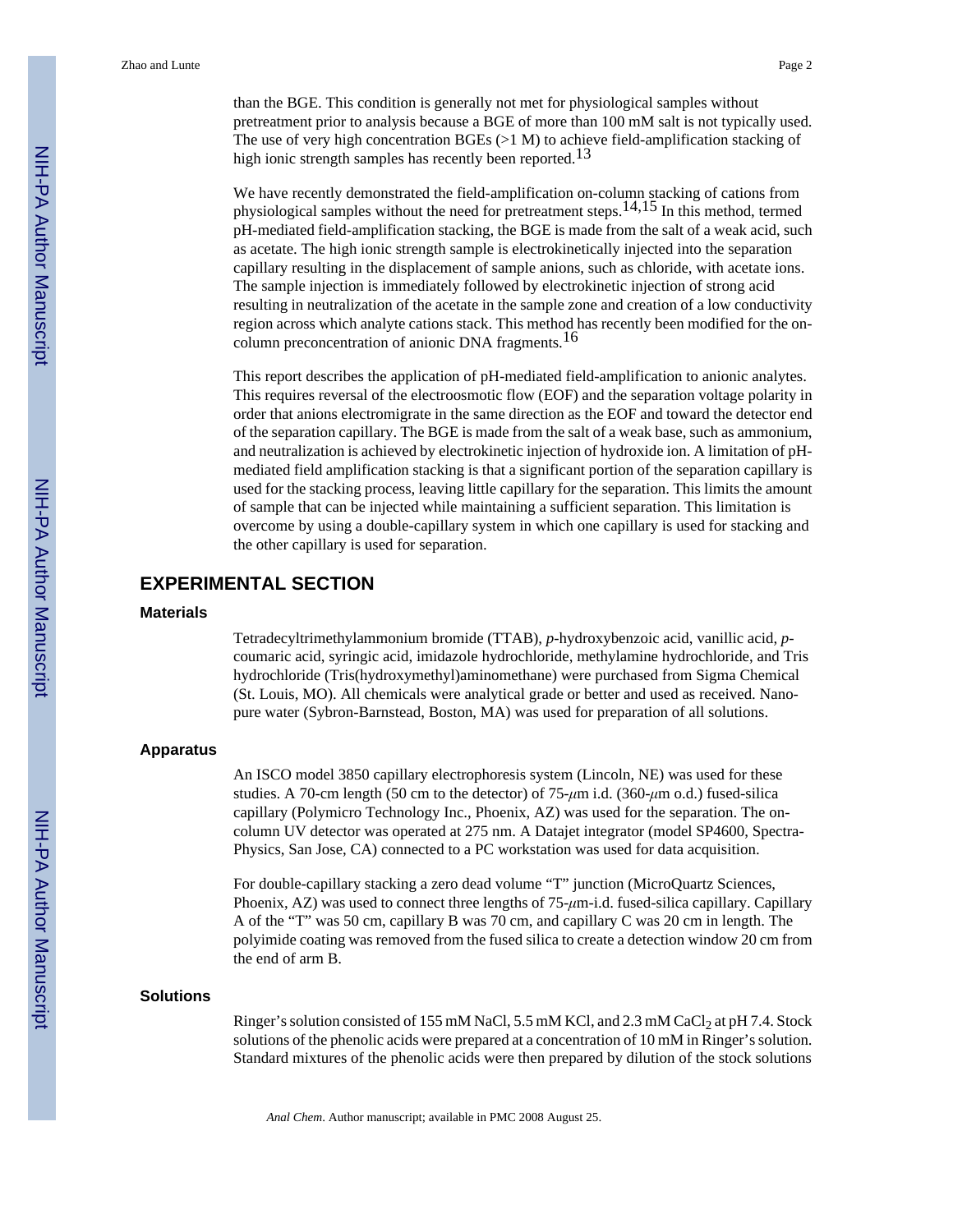than the BGE. This condition is generally not met for physiological samples without pretreatment prior to analysis because a BGE of more than 100 mM salt is not typically used. The use of very high concentration BGEs (>1 M) to achieve field-amplification stacking of high ionic strength samples has recently been reported.[13]

We have recently demonstrated the field-amplification on-column stacking of cations from physiological samples without the need for pretreatment steps.[14,15] In this method, termed pH-mediated field-amplification stacking, the BGE is made from the salt of a weak acid, such as acetate. The high ionic strength sample is electrokinetically injected into the separation capillary resulting in the displacement of sample anions, such as chloride, with acetate ions. The sample injection is immediately followed by electrokinetic injection of strong acid resulting in neutralization of the acetate in the sample zone and creation of a low conductivity region across which analyte cations stack. This method has recently been modified for the on-column preconcentration of anionic DNA fragments.[16]

This report describes the application of pH-mediated field-amplification to anionic analytes. This requires reversal of the electroosmotic flow (EOF) and the separation voltage polarity in order that anions electromigrate in the same direction as the EOF and toward the detector end of the separation capillary. The BGE is made from the salt of a weak base, such as ammonium, and neutralization is achieved by electrokinetic injection of hydroxide ion. A limitation of pH-mediated field amplification stacking is that a significant portion of the separation capillary is used for the stacking process, leaving little capillary for the separation. This limits the amount of sample that can be injected while maintaining a sufficient separation. This limitation is overcome by using a double-capillary system in which one capillary is used for stacking and the other capillary is used for separation.

## EXPERIMENTAL SECTION

### Materials

Tetradecyltrimethylammonium bromide (TTAB), *p*-hydroxybenzoic acid, vanillic acid, *p*-coumaric acid, syringic acid, imidazole hydrochloride, methylamine hydrochloride, and Tris hydrochloride (Tris(hydroxymethyl)aminomethane) were purchased from Sigma Chemical (St. Louis, MO). All chemicals were analytical grade or better and used as received. Nano-pure water (Sybron-Barnstead, Boston, MA) was used for preparation of all solutions.

### Apparatus

An ISCO model 3850 capillary electrophoresis system (Lincoln, NE) was used for these studies. A 70-cm length (50 cm to the detector) of 75-$\mu$m i.d. (360-$\mu$m o.d.) fused-silica capillary (Polymicro Technology Inc., Phoenix, AZ) was used for the separation. The on-column UV detector was operated at 275 nm. A Datajet integrator (model SP4600, Spectra-Physics, San Jose, CA) connected to a PC workstation was used for data acquisition.

For double-capillary stacking a zero dead volume "T" junction (MicroQuartz Sciences, Phoenix, AZ) was used to connect three lengths of 75-$\mu$m-i.d. fused-silica capillary. Capillary A of the "T" was 50 cm, capillary B was 70 cm, and capillary C was 20 cm in length. The polyimide coating was removed from the fused silica to create a detection window 20 cm from the end of arm B.

### Solutions

Ringer's solution consisted of 155 mM NaCl, 5.5 mM KCl, and 2.3 mM $CaCl_2$ at pH 7.4. Stock solutions of the phenolic acids were prepared at a concentration of 10 mM in Ringer's solution. Standard mixtures of the phenolic acids were then prepared by dilution of the stock solutions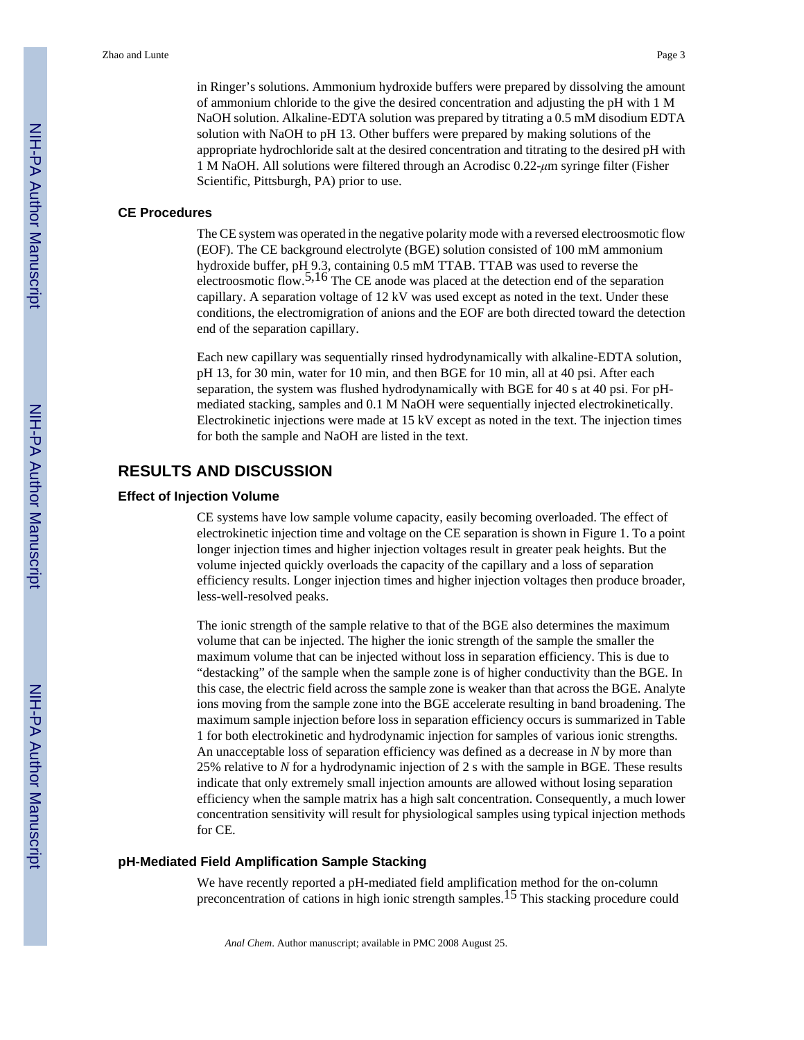in Ringer's solutions. Ammonium hydroxide buffers were prepared by dissolving the amount of ammonium chloride to the give the desired concentration and adjusting the pH with 1 M NaOH solution. Alkaline-EDTA solution was prepared by titrating a 0.5 mM disodium EDTA solution with NaOH to pH 13. Other buffers were prepared by making solutions of the appropriate hydrochloride salt at the desired concentration and titrating to the desired pH with 1 M NaOH. All solutions were filtered through an Acrodisc 0.22-$\mu$m syringe filter (Fisher Scientific, Pittsburgh, PA) prior to use.

### CE Procedures

The CE system was operated in the negative polarity mode with a reversed electroosmotic flow (EOF). The CE background electrolyte (BGE) solution consisted of 100 mM ammonium hydroxide buffer, pH 9.3, containing 0.5 mM TTAB. TTAB was used to reverse the electroosmotic flow.[5,16] The CE anode was placed at the detection end of the separation capillary. A separation voltage of 12 kV was used except as noted in the text. Under these conditions, the electromigration of anions and the EOF are both directed toward the detection end of the separation capillary.

Each new capillary was sequentially rinsed hydrodynamically with alkaline-EDTA solution, pH 13, for 30 min, water for 10 min, and then BGE for 10 min, all at 40 psi. After each separation, the system was flushed hydrodynamically with BGE for 40 s at 40 psi. For pH-mediated stacking, samples and 0.1 M NaOH were sequentially injected electrokinetically. Electrokinetic injections were made at 15 kV except as noted in the text. The injection times for both the sample and NaOH are listed in the text.

## RESULTS AND DISCUSSION

### Effect of Injection Volume

CE systems have low sample volume capacity, easily becoming overloaded. The effect of electrokinetic injection time and voltage on the CE separation is shown in Figure 1. To a point longer injection times and higher injection voltages result in greater peak heights. But the volume injected quickly overloads the capacity of the capillary and a loss of separation efficiency results. Longer injection times and higher injection voltages then produce broader, less-well-resolved peaks.

The ionic strength of the sample relative to that of the BGE also determines the maximum volume that can be injected. The higher the ionic strength of the sample the smaller the maximum volume that can be injected without loss in separation efficiency. This is due to "destacking" of the sample when the sample zone is of higher conductivity than the BGE. In this case, the electric field across the sample zone is weaker than that across the BGE. Analyte ions moving from the sample zone into the BGE accelerate resulting in band broadening. The maximum sample injection before loss in separation efficiency occurs is summarized in Table 1 for both electrokinetic and hydrodynamic injection for samples of various ionic strengths. An unacceptable loss of separation efficiency was defined as a decrease in $N$ by more than 25% relative to $N$ for a hydrodynamic injection of 2 s with the sample in BGE. These results indicate that only extremely small injection amounts are allowed without losing separation efficiency when the sample matrix has a high salt concentration. Consequently, a much lower concentration sensitivity will result for physiological samples using typical injection methods for CE.

### pH-Mediated Field Amplification Sample Stacking

We have recently reported a pH-mediated field amplification method for the on-column preconcentration of cations in high ionic strength samples.[15] This stacking procedure could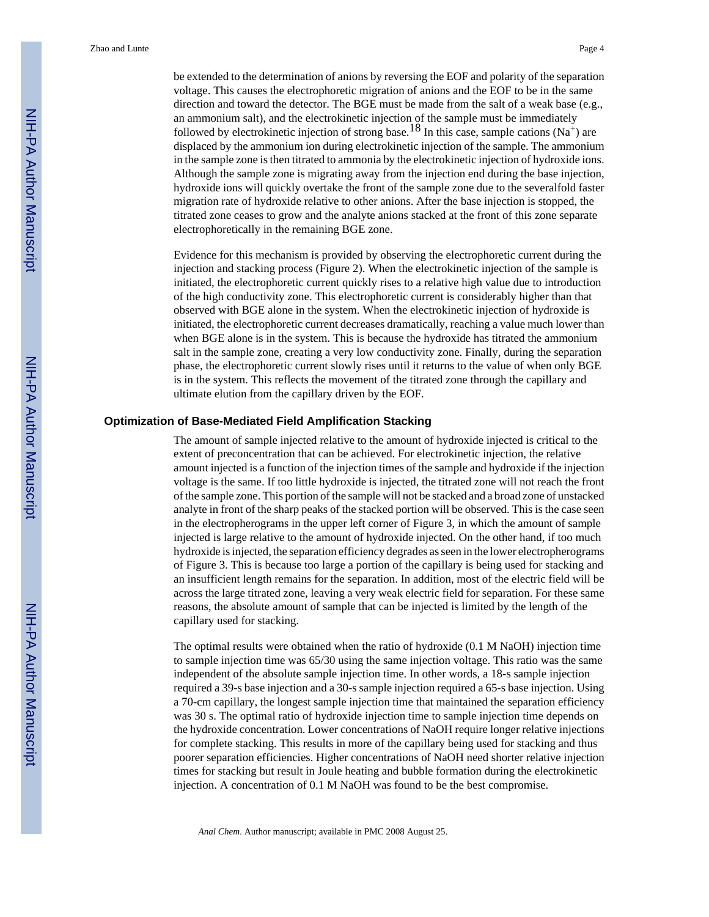be extended to the determination of anions by reversing the EOF and polarity of the separation voltage. This causes the electrophoretic migration of anions and the EOF to be in the same direction and toward the detector. The BGE must be made from the salt of a weak base (e.g., an ammonium salt), and the electrokinetic injection of the sample must be immediately followed by electrokinetic injection of strong base.[18] In this case, sample cations ($Na^+$) are displaced by the ammonium ion during electrokinetic injection of the sample. The ammonium in the sample zone is then titrated to ammonia by the electrokinetic injection of hydroxide ions. Although the sample zone is migrating away from the injection end during the base injection, hydroxide ions will quickly overtake the front of the sample zone due to the severalfold faster migration rate of hydroxide relative to other anions. After the base injection is stopped, the titrated zone ceases to grow and the analyte anions stacked at the front of this zone separate electrophoretically in the remaining BGE zone.

Evidence for this mechanism is provided by observing the electrophoretic current during the injection and stacking process (Figure 2). When the electrokinetic injection of the sample is initiated, the electrophoretic current quickly rises to a relative high value due to introduction of the high conductivity zone. This electrophoretic current is considerably higher than that observed with BGE alone in the system. When the electrokinetic injection of hydroxide is initiated, the electrophoretic current decreases dramatically, reaching a value much lower than when BGE alone is in the system. This is because the hydroxide has titrated the ammonium salt in the sample zone, creating a very low conductivity zone. Finally, during the separation phase, the electrophoretic current slowly rises until it returns to the value of when only BGE is in the system. This reflects the movement of the titrated zone through the capillary and ultimate elution from the capillary driven by the EOF.

### Optimization of Base-Mediated Field Amplification Stacking

The amount of sample injected relative to the amount of hydroxide injected is critical to the extent of preconcentration that can be achieved. For electrokinetic injection, the relative amount injected is a function of the injection times of the sample and hydroxide if the injection voltage is the same. If too little hydroxide is injected, the titrated zone will not reach the front of the sample zone. This portion of the sample will not be stacked and a broad zone of unstacked analyte in front of the sharp peaks of the stacked portion will be observed. This is the case seen in the electropherograms in the upper left corner of Figure 3, in which the amount of sample injected is large relative to the amount of hydroxide injected. On the other hand, if too much hydroxide is injected, the separation efficiency degrades as seen in the lower electropherograms of Figure 3. This is because too large a portion of the capillary is being used for stacking and an insufficient length remains for the separation. In addition, most of the electric field will be across the large titrated zone, leaving a very weak electric field for separation. For these same reasons, the absolute amount of sample that can be injected is limited by the length of the capillary used for stacking.

The optimal results were obtained when the ratio of hydroxide (0.1 M NaOH) injection time to sample injection time was 65/30 using the same injection voltage. This ratio was the same independent of the absolute sample injection time. In other words, a 18-s sample injection required a 39-s base injection and a 30-s sample injection required a 65-s base injection. Using a 70-cm capillary, the longest sample injection time that maintained the separation efficiency was 30 s. The optimal ratio of hydroxide injection time to sample injection time depends on the hydroxide concentration. Lower concentrations of NaOH require longer relative injections for complete stacking. This results in more of the capillary being used for stacking and thus poorer separation efficiencies. Higher concentrations of NaOH need shorter relative injection times for stacking but result in Joule heating and bubble formation during the electrokinetic injection. A concentration of 0.1 M NaOH was found to be the best compromise.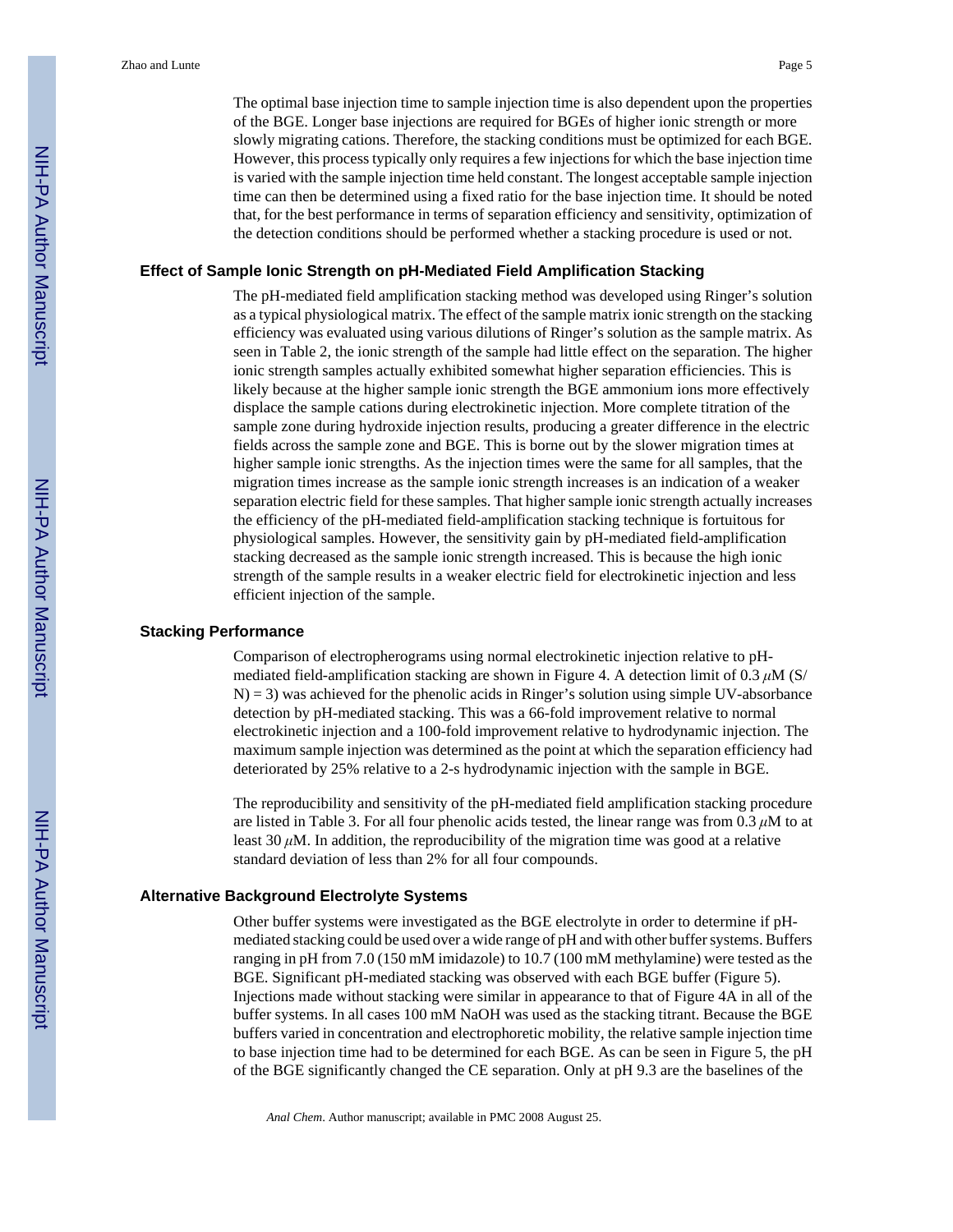The optimal base injection time to sample injection time is also dependent upon the properties of the BGE. Longer base injections are required for BGEs of higher ionic strength or more slowly migrating cations. Therefore, the stacking conditions must be optimized for each BGE. However, this process typically only requires a few injections for which the base injection time is varied with the sample injection time held constant. The longest acceptable sample injection time can then be determined using a fixed ratio for the base injection time. It should be noted that, for the best performance in terms of separation efficiency and sensitivity, optimization of the detection conditions should be performed whether a stacking procedure is used or not.

### Effect of Sample Ionic Strength on pH-Mediated Field Amplification Stacking

The pH-mediated field amplification stacking method was developed using Ringer's solution as a typical physiological matrix. The effect of the sample matrix ionic strength on the stacking efficiency was evaluated using various dilutions of Ringer's solution as the sample matrix. As seen in Table 2, the ionic strength of the sample had little effect on the separation. The higher ionic strength samples actually exhibited somewhat higher separation efficiencies. This is likely because at the higher sample ionic strength the BGE ammonium ions more effectively displace the sample cations during electrokinetic injection. More complete titration of the sample zone during hydroxide injection results, producing a greater difference in the electric fields across the sample zone and BGE. This is borne out by the slower migration times at higher sample ionic strengths. As the injection times were the same for all samples, that the migration times increase as the sample ionic strength increases is an indication of a weaker separation electric field for these samples. That higher sample ionic strength actually increases the efficiency of the pH-mediated field-amplification stacking technique is fortuitous for physiological samples. However, the sensitivity gain by pH-mediated field-amplification stacking decreased as the sample ionic strength increased. This is because the high ionic strength of the sample results in a weaker electric field for electrokinetic injection and less efficient injection of the sample.

### Stacking Performance

Comparison of electropherograms using normal electrokinetic injection relative to pH-mediated field-amplification stacking are shown in Figure 4. A detection limit of 0.3 $\mu$M (S/N) = 3) was achieved for the phenolic acids in Ringer's solution using simple UV-absorbance detection by pH-mediated stacking. This was a 66-fold improvement relative to normal electrokinetic injection and a 100-fold improvement relative to hydrodynamic injection. The maximum sample injection was determined as the point at which the separation efficiency had deteriorated by 25% relative to a 2-s hydrodynamic injection with the sample in BGE.

The reproducibility and sensitivity of the pH-mediated field amplification stacking procedure are listed in Table 3. For all four phenolic acids tested, the linear range was from 0.3 $\mu$M to at least 30 $\mu$M. In addition, the reproducibility of the migration time was good at a relative standard deviation of less than 2% for all four compounds.

### Alternative Background Electrolyte Systems

Other buffer systems were investigated as the BGE electrolyte in order to determine if pH-mediated stacking could be used over a wide range of pH and with other buffer systems. Buffers ranging in pH from 7.0 (150 mM imidazole) to 10.7 (100 mM methylamine) were tested as the BGE. Significant pH-mediated stacking was observed with each BGE buffer (Figure 5). Injections made without stacking were similar in appearance to that of Figure 4A in all of the buffer systems. In all cases 100 mM NaOH was used as the stacking titrant. Because the BGE buffers varied in concentration and electrophoretic mobility, the relative sample injection time to base injection time had to be determined for each BGE. As can be seen in Figure 5, the pH of the BGE significantly changed the CE separation. Only at pH 9.3 are the baselines of the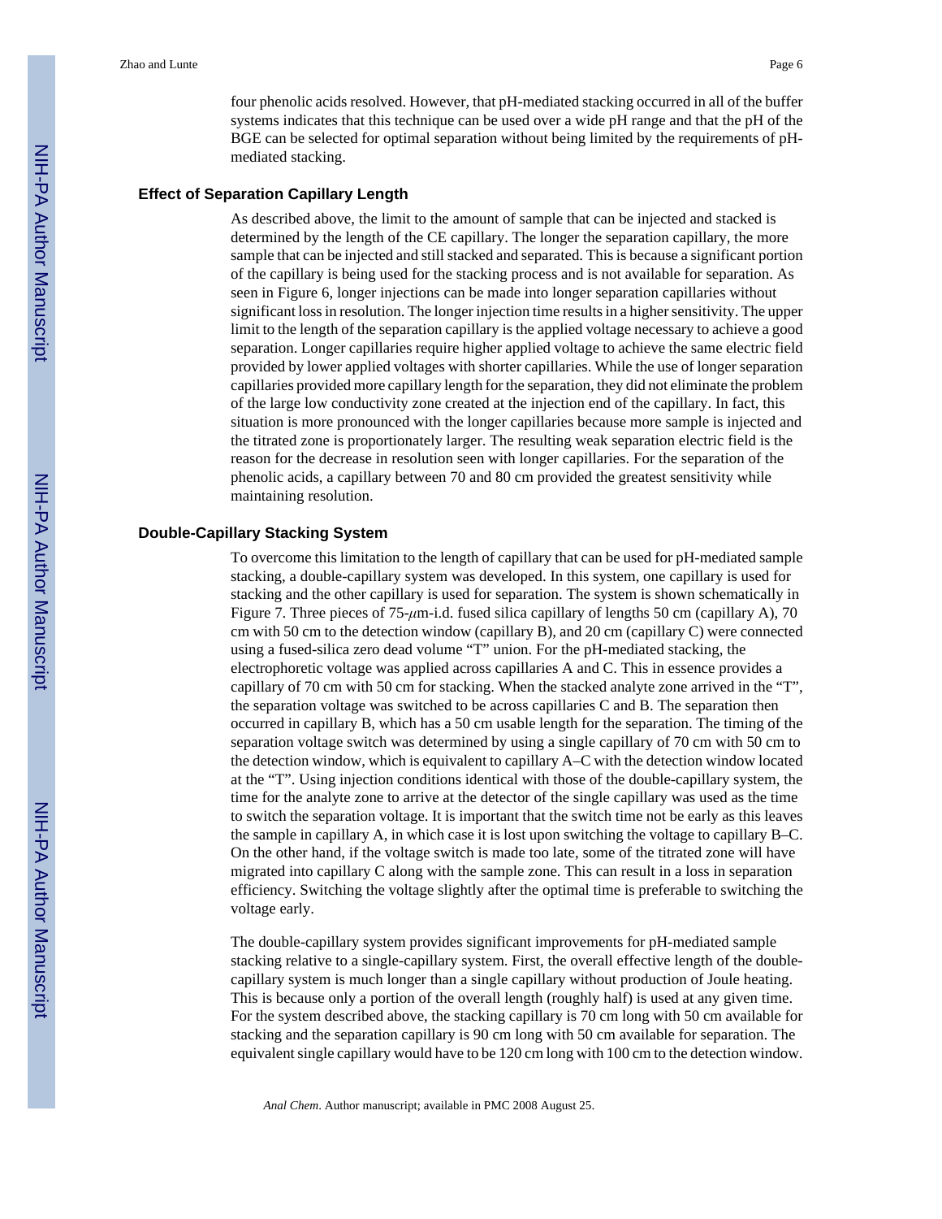four phenolic acids resolved. However, that pH-mediated stacking occurred in all of the buffer systems indicates that this technique can be used over a wide pH range and that the pH of the BGE can be selected for optimal separation without being limited by the requirements of pH-mediated stacking.

## Effect of Separation Capillary Length

As described above, the limit to the amount of sample that can be injected and stacked is determined by the length of the CE capillary. The longer the separation capillary, the more sample that can be injected and still stacked and separated. This is because a significant portion of the capillary is being used for the stacking process and is not available for separation. As seen in Figure 6, longer injections can be made into longer separation capillaries without significant loss in resolution. The longer injection time results in a higher sensitivity. The upper limit to the length of the separation capillary is the applied voltage necessary to achieve a good separation. Longer capillaries require higher applied voltage to achieve the same electric field provided by lower applied voltages with shorter capillaries. While the use of longer separation capillaries provided more capillary length for the separation, they did not eliminate the problem of the large low conductivity zone created at the injection end of the capillary. In fact, this situation is more pronounced with the longer capillaries because more sample is injected and the titrated zone is proportionately larger. The resulting weak separation electric field is the reason for the decrease in resolution seen with longer capillaries. For the separation of the phenolic acids, a capillary between 70 and 80 cm provided the greatest sensitivity while maintaining resolution.

## Double-Capillary Stacking System

To overcome this limitation to the length of capillary that can be used for pH-mediated sample stacking, a double-capillary system was developed. In this system, one capillary is used for stacking and the other capillary is used for separation. The system is shown schematically in Figure 7. Three pieces of 75-$\mu$m-i.d. fused silica capillary of lengths 50 cm (capillary A), 70 cm with 50 cm to the detection window (capillary B), and 20 cm (capillary C) were connected using a fused-silica zero dead volume "T" union. For the pH-mediated stacking, the electrophoretic voltage was applied across capillaries A and C. This in essence provides a capillary of 70 cm with 50 cm for stacking. When the stacked analyte zone arrived in the "T", the separation voltage was switched to be across capillaries C and B. The separation then occurred in capillary B, which has a 50 cm usable length for the separation. The timing of the separation voltage switch was determined by using a single capillary of 70 cm with 50 cm to the detection window, which is equivalent to capillary A–C with the detection window located at the "T". Using injection conditions identical with those of the double-capillary system, the time for the analyte zone to arrive at the detector of the single capillary was used as the time to switch the separation voltage. It is important that the switch time not be early as this leaves the sample in capillary A, in which case it is lost upon switching the voltage to capillary B–C. On the other hand, if the voltage switch is made too late, some of the titrated zone will have migrated into capillary C along with the sample zone. This can result in a loss in separation efficiency. Switching the voltage slightly after the optimal time is preferable to switching the voltage early.

The double-capillary system provides significant improvements for pH-mediated sample stacking relative to a single-capillary system. First, the overall effective length of the double-capillary system is much longer than a single capillary without production of Joule heating. This is because only a portion of the overall length (roughly half) is used at any given time. For the system described above, the stacking capillary is 70 cm long with 50 cm available for stacking and the separation capillary is 90 cm long with 50 cm available for separation. The equivalent single capillary would have to be 120 cm long with 100 cm to the detection window.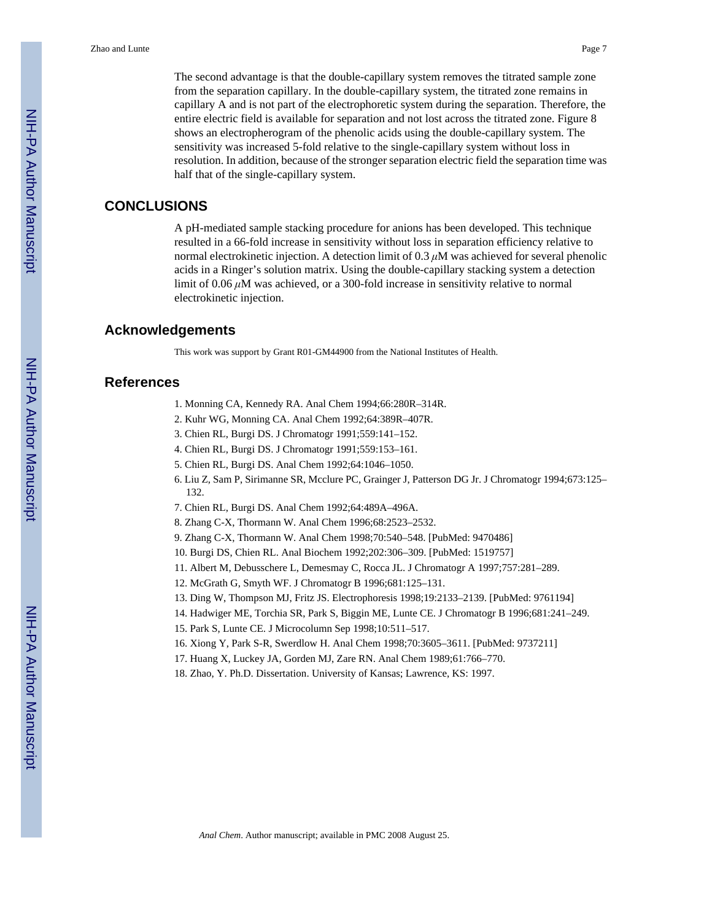The second advantage is that the double-capillary system removes the titrated sample zone from the separation capillary. In the double-capillary system, the titrated zone remains in capillary A and is not part of the electrophoretic system during the separation. Therefore, the entire electric field is available for separation and not lost across the titrated zone. Figure 8 shows an electropherogram of the phenolic acids using the double-capillary system. The sensitivity was increased 5-fold relative to the single-capillary system without loss in resolution. In addition, because of the stronger separation electric field the separation time was half that of the single-capillary system.

## CONCLUSIONS

A pH-mediated sample stacking procedure for anions has been developed. This technique resulted in a 66-fold increase in sensitivity without loss in separation efficiency relative to normal electrokinetic injection. A detection limit of 0.3 $\mu$M was achieved for several phenolic acids in a Ringer's solution matrix. Using the double-capillary stacking system a detection limit of 0.06 $\mu$M was achieved, or a 300-fold increase in sensitivity relative to normal electrokinetic injection.

## Acknowledgements

This work was support by Grant R01-GM44900 from the National Institutes of Health.

## References

1. Monning CA, Kennedy RA. Anal Chem 1994;66:280R–314R.
2. Kuhr WG, Monning CA. Anal Chem 1992;64:389R–407R.
3. Chien RL, Burgi DS. J Chromatogr 1991;559:141–152.
4. Chien RL, Burgi DS. J Chromatogr 1991;559:153–161.
5. Chien RL, Burgi DS. Anal Chem 1992;64:1046–1050.
6. Liu Z, Sam P, Sirimanne SR, Mcclure PC, Grainger J, Patterson DG Jr. J Chromatogr 1994;673:125–132.
7. Chien RL, Burgi DS. Anal Chem 1992;64:489A–496A.
8. Zhang C-X, Thormann W. Anal Chem 1996;68:2523–2532.
9. Zhang C-X, Thormann W. Anal Chem 1998;70:540–548. [PubMed: 9470486]
10. Burgi DS, Chien RL. Anal Biochem 1992;202:306–309. [PubMed: 1519757]
11. Albert M, Debusschere L, Demesmay C, Rocca JL. J Chromatogr A 1997;757:281–289.
12. McGrath G, Smyth WF. J Chromatogr B 1996;681:125–131.
13. Ding W, Thompson MJ, Fritz JS. Electrophoresis 1998;19:2133–2139. [PubMed: 9761194]
14. Hadwiger ME, Torchia SR, Park S, Biggin ME, Lunte CE. J Chromatogr B 1996;681:241–249.
15. Park S, Lunte CE. J Microcolumn Sep 1998;10:511–517.
16. Xiong Y, Park S-R, Swerdlow H. Anal Chem 1998;70:3605–3611. [PubMed: 9737211]
17. Huang X, Luckey JA, Gorden MJ, Zare RN. Anal Chem 1989;61:766–770.
18. Zhao, Y. Ph.D. Dissertation. University of Kansas; Lawrence, KS: 1997.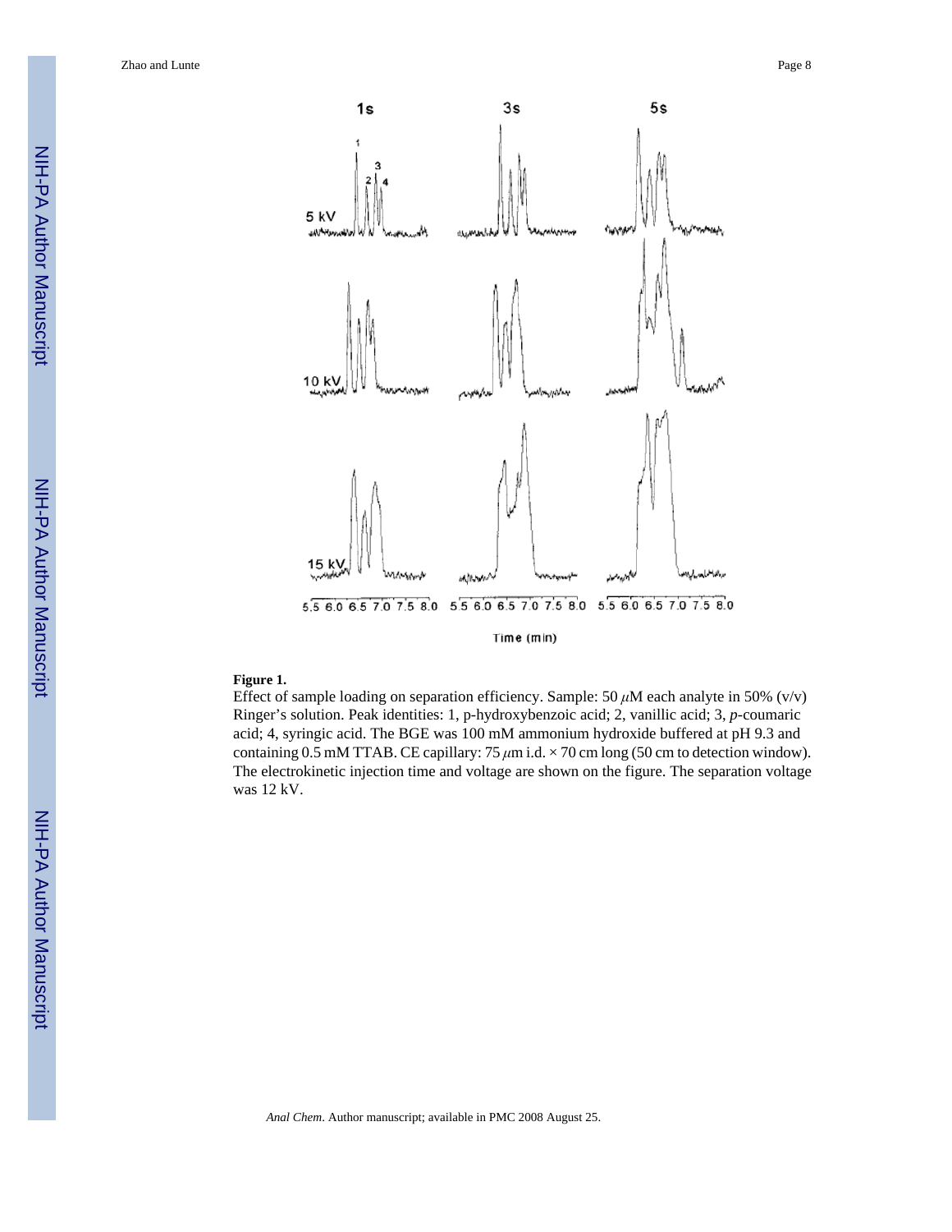**Figure 1.**

Effect of sample loading on separation efficiency. Sample: 50 $\mu$M each analyte in 50% (v/v) Ringer's solution. Peak identities: 1, p-hydroxybenzoic acid; 2, vanillic acid; 3, *p*-coumaric acid; 4, syringic acid. The BGE was 100 mM ammonium hydroxide buffered at pH 9.3 and containing 0.5 mM TTAB. CE capillary: 75 $\mu$m i.d. × 70 cm long (50 cm to detection window). The electrokinetic injection time and voltage are shown on the figure. The separation voltage was 12 kV.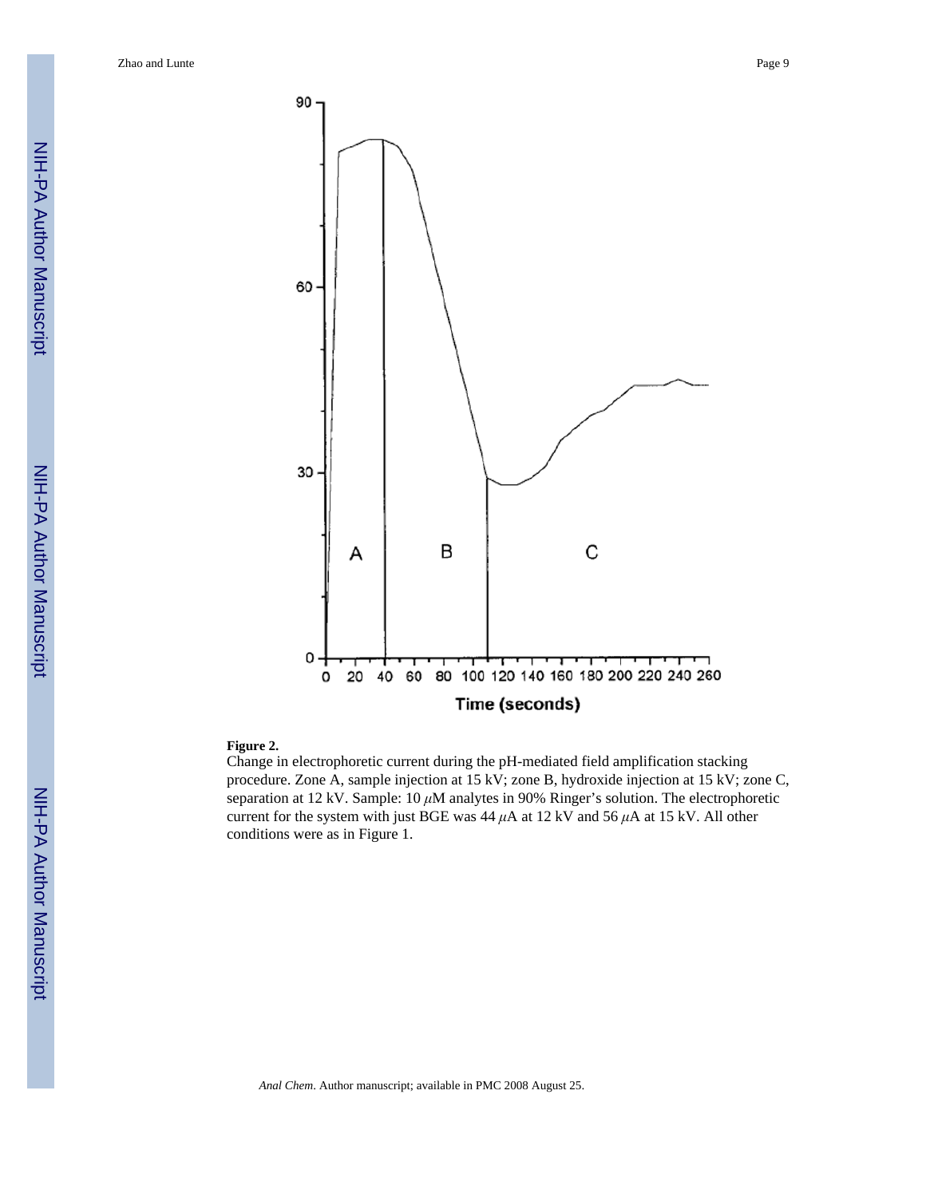**Figure 2.**

Change in electrophoretic current during the pH-mediated field amplification stacking procedure. Zone A, sample injection at 15 kV; zone B, hydroxide injection at 15 kV; zone C, separation at 12 kV. Sample: 10 $\mu$M analytes in 90% Ringer's solution. The electrophoretic current for the system with just BGE was 44 $\mu$A at 12 kV and 56 $\mu$A at 15 kV. All other conditions were as in Figure 1.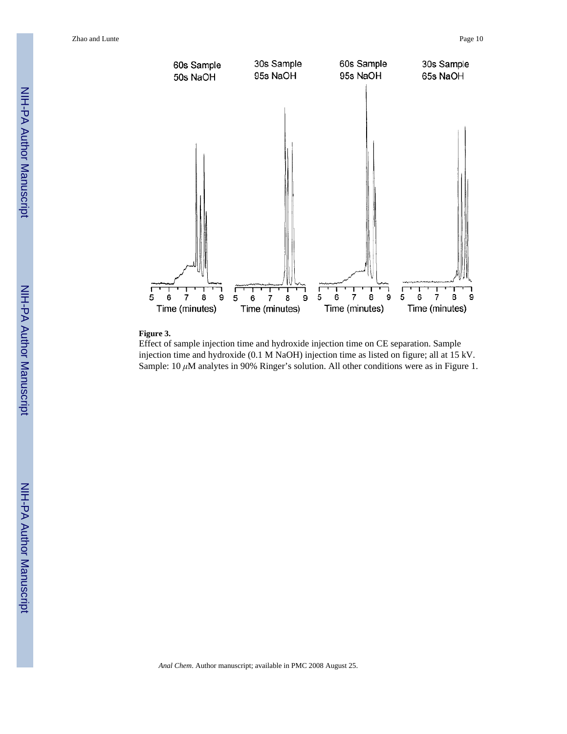**Figure 3.**

Effect of sample injection time and hydroxide injection time on CE separation. Sample injection time and hydroxide (0.1 M NaOH) injection time as listed on figure; all at 15 kV. Sample: 10 $\mu$M analytes in 90% Ringer's solution. All other conditions were as in Figure 1.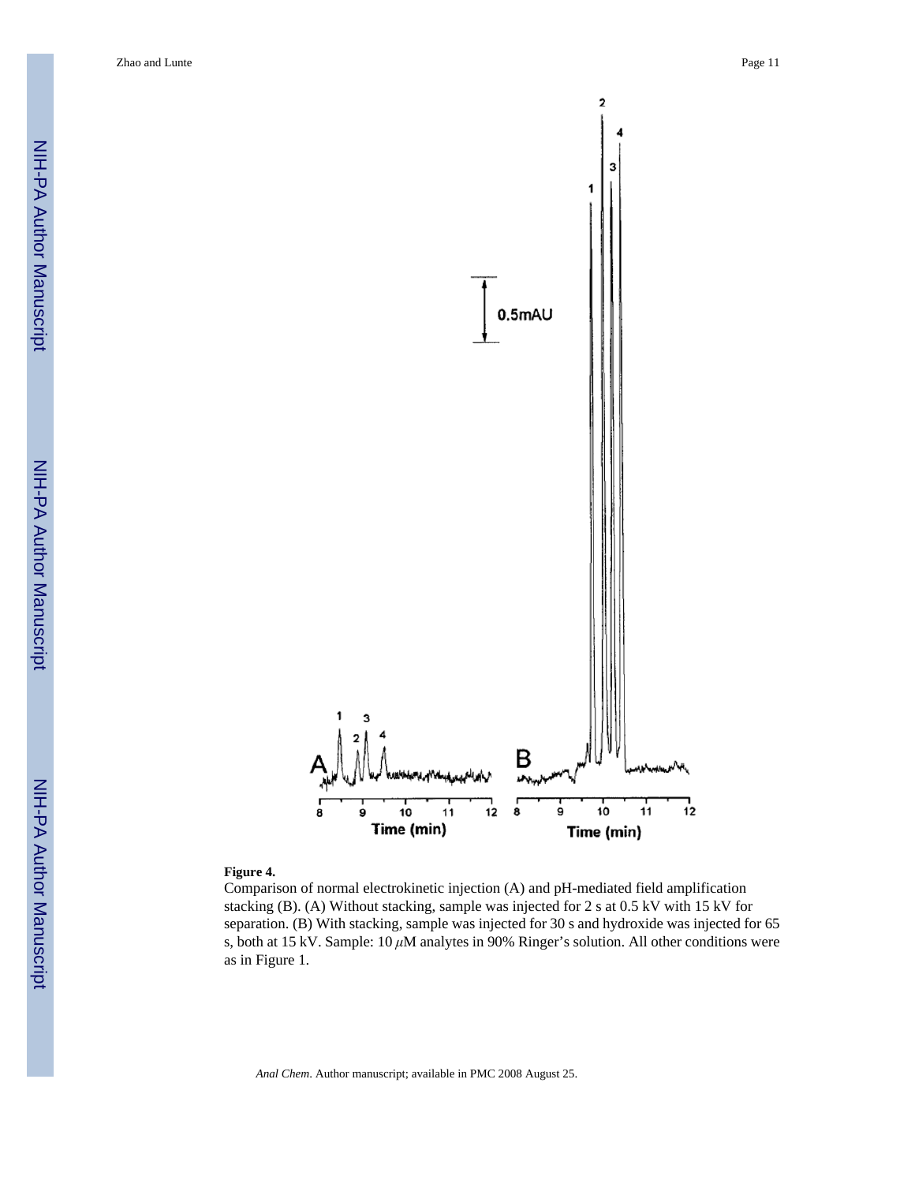**Figure 4.**

Comparison of normal electrokinetic injection (A) and pH-mediated field amplification stacking (B). (A) Without stacking, sample was injected for 2 s at 0.5 kV with 15 kV for separation. (B) With stacking, sample was injected for 30 s and hydroxide was injected for 65 s, both at 15 kV. Sample: 10 $\mu$M analytes in 90% Ringer's solution. All other conditions were as in Figure 1.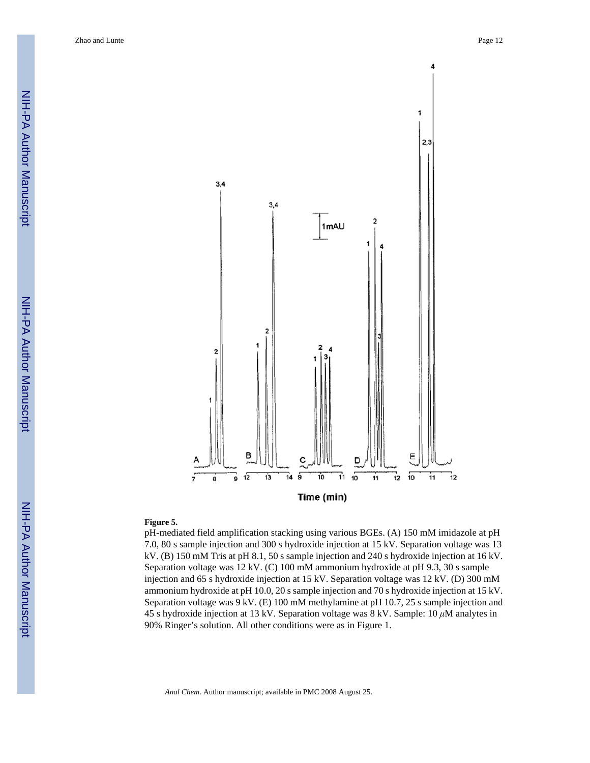**Figure 5.**

pH-mediated field amplification stacking using various BGEs. (A) 150 mM imidazole at pH 7.0, 80 s sample injection and 300 s hydroxide injection at 15 kV. Separation voltage was 13 kV. (B) 150 mM Tris at pH 8.1, 50 s sample injection and 240 s hydroxide injection at 16 kV. Separation voltage was 12 kV. (C) 100 mM ammonium hydroxide at pH 9.3, 30 s sample injection and 65 s hydroxide injection at 15 kV. Separation voltage was 12 kV. (D) 300 mM ammonium hydroxide at pH 10.0, 20 s sample injection and 70 s hydroxide injection at 15 kV. Separation voltage was 9 kV. (E) 100 mM methylamine at pH 10.7, 25 s sample injection and 45 s hydroxide injection at 13 kV. Separation voltage was 8 kV. Sample: 10 $\mu$M analytes in 90% Ringer's solution. All other conditions were as in Figure 1.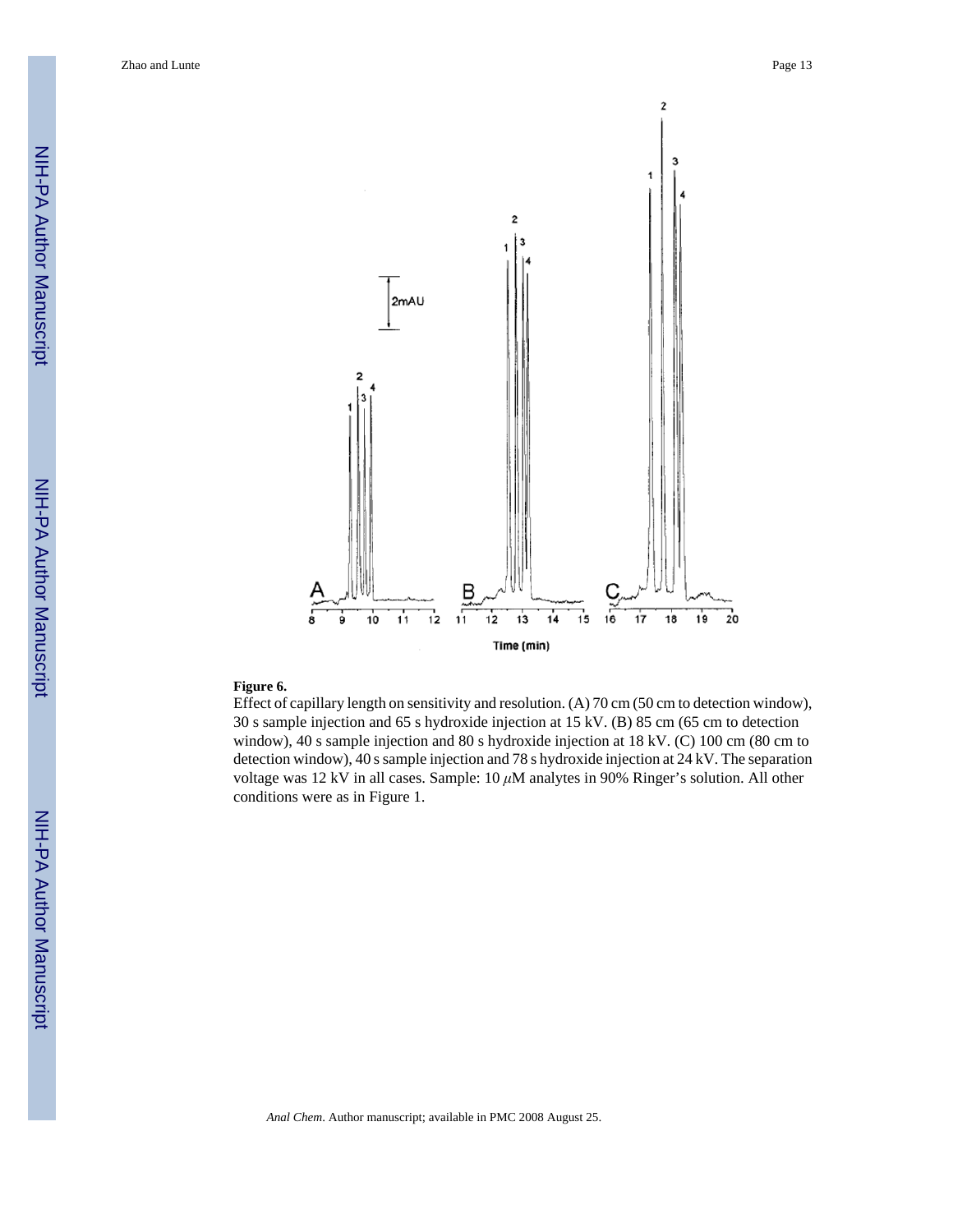**Figure 6.**

Effect of capillary length on sensitivity and resolution. (A) 70 cm (50 cm to detection window), 30 s sample injection and 65 s hydroxide injection at 15 kV. (B) 85 cm (65 cm to detection window), 40 s sample injection and 80 s hydroxide injection at 18 kV. (C) 100 cm (80 cm to detection window), 40 s sample injection and 78 s hydroxide injection at 24 kV. The separation voltage was 12 kV in all cases. Sample: 10 $\mu$M analytes in 90% Ringer's solution. All other conditions were as in Figure 1.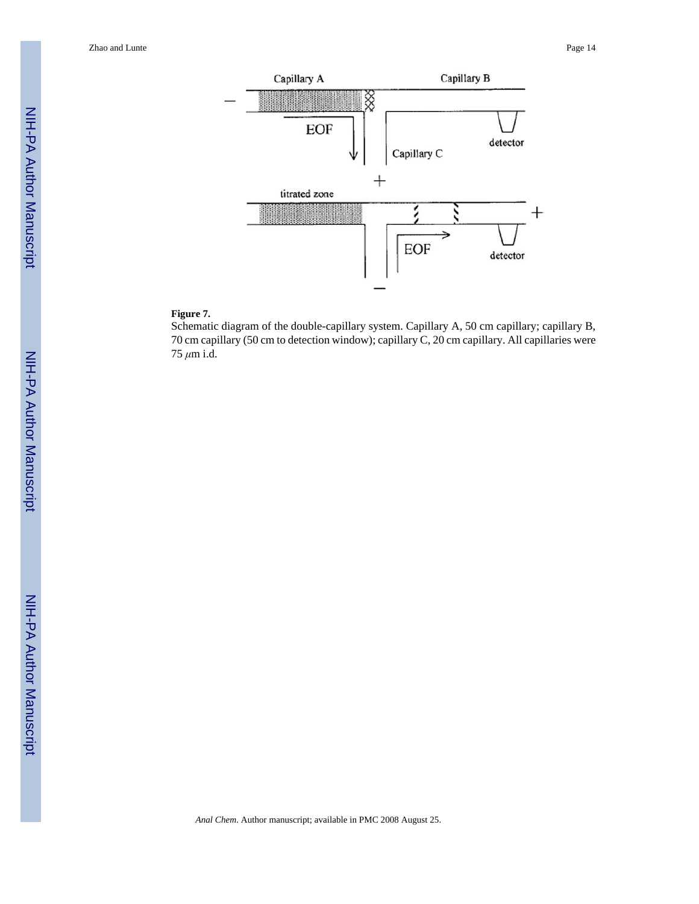**Figure 7.**

Schematic diagram of the double-capillary system. Capillary A, 50 cm capillary; capillary B, 70 cm capillary (50 cm to detection window); capillary C, 20 cm capillary. All capillaries were 75 $\mu$m i.d.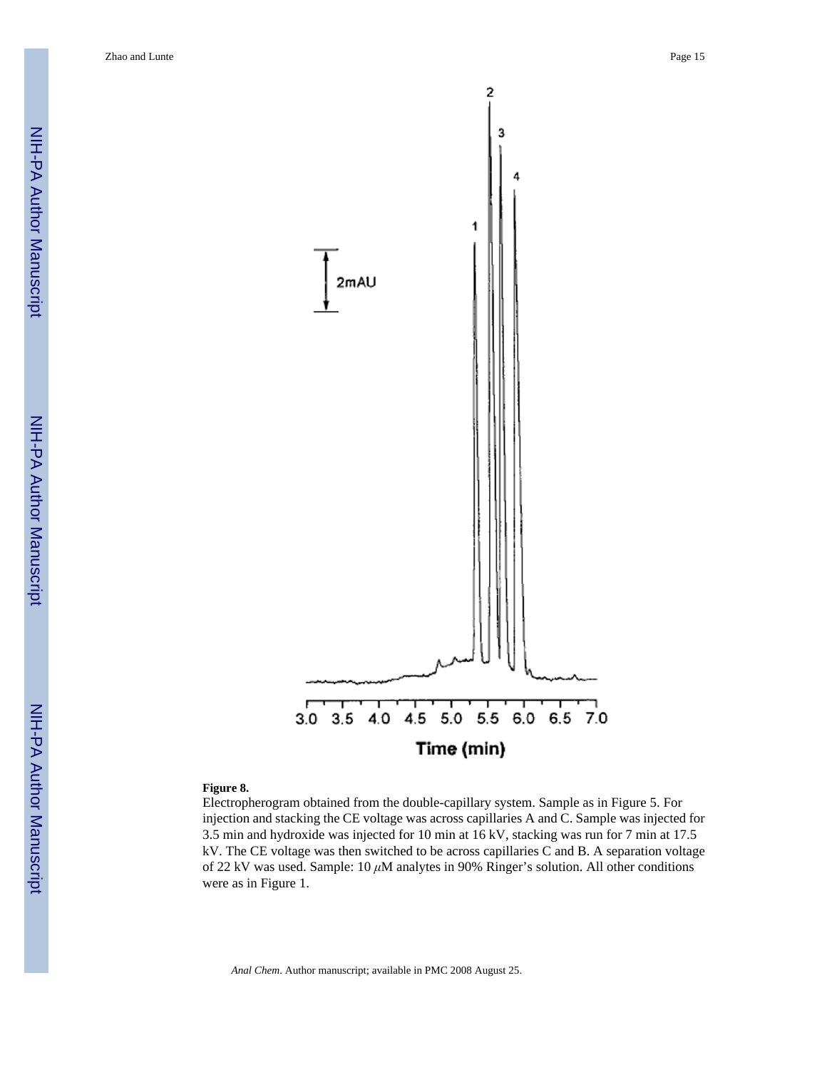**Figure 8.**

Electropherogram obtained from the double-capillary system. Sample as in Figure 5. For injection and stacking the CE voltage was across capillaries A and C. Sample was injected for 3.5 min and hydroxide was injected for 10 min at 16 kV, stacking was run for 7 min at 17.5 kV. The CE voltage was then switched to be across capillaries C and B. A separation voltage of 22 kV was used. Sample: 10 $\mu$M analytes in 90% Ringer's solution. All other conditions were as in Figure 1.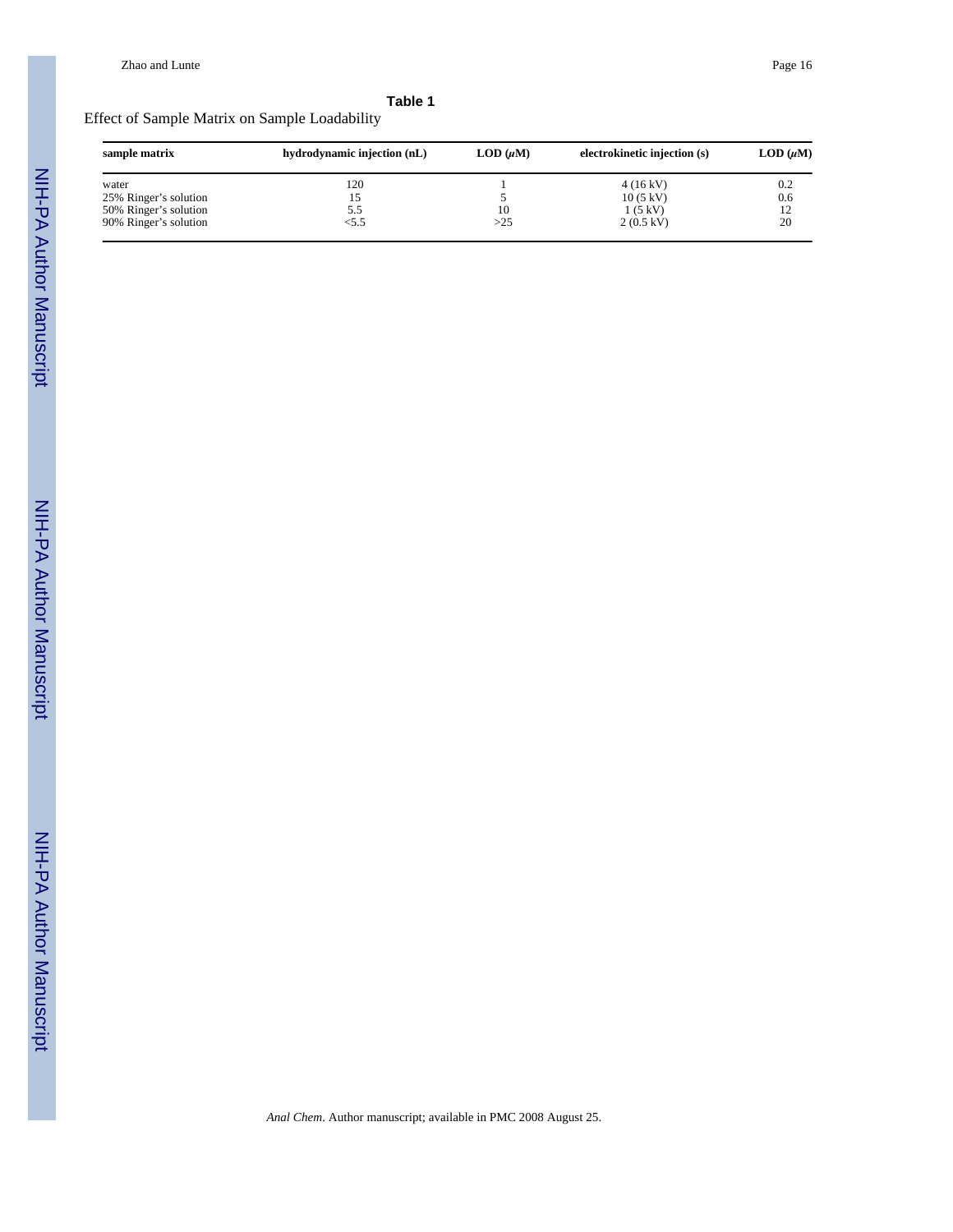**Table 1**

Effect of Sample Matrix on Sample Loadability

| sample matrix | hydrodynamic injection (nL) | LOD ($\mu$M) | electrokinetic injection (s) | LOD ($\mu$M) |
|---|---|---|---|---|
| water | 120 | 1 | 4 (16 kV) | 0.2 |
| 25% Ringer's solution | 15 | 5 | 10 (5 kV) | 0.6 |
| 50% Ringer's solution | 5.5 | 10 | 1 (5 kV) | 12 |
| 90% Ringer's solution | <5.5 | >25 | 2 (0.5 kV) | 20 |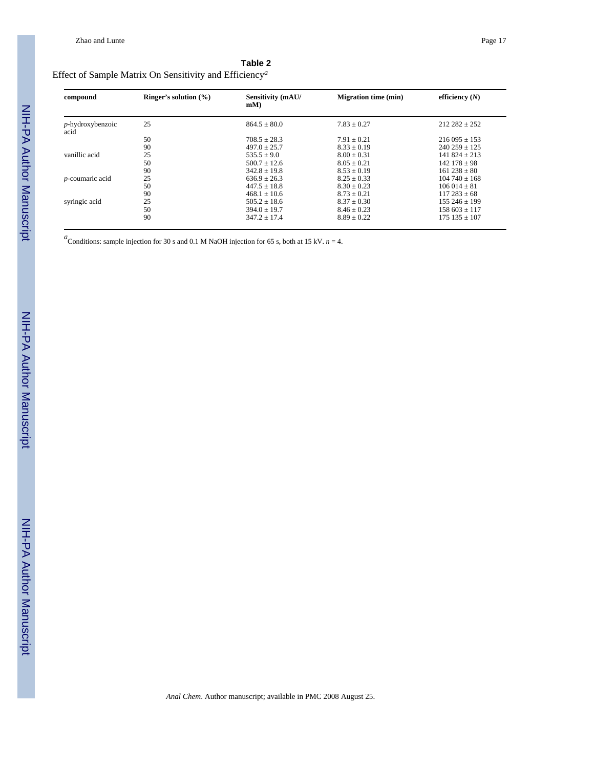**Table 2**

Effect of Sample Matrix On Sensitivity and Efficiency[a]

| compound | Ringer's solution (%) | Sensitivity (mAU/mM) | Migration time (min) | efficiency (*N*) |
|---|---|---|---|---|
| *p*-hydroxybenzoic acid | 25 | 864.5 ± 80.0 | 7.83 ± 0.27 | 212 282 ± 252 |
| | 50 | 708.5 ± 28.3 | 7.91 ± 0.21 | 216 095 ± 153 |
| | 90 | 497.0 ± 25.7 | 8.33 ± 0.19 | 240 259 ± 125 |
| vanillic acid | 25 | 535.5 ± 9.0 | 8.00 ± 0.31 | 141 824 ± 213 |
| | 50 | 500.7 ± 12.6 | 8.05 ± 0.21 | 142 178 ± 98 |
| | 90 | 342.8 ± 19.8 | 8.53 ± 0.19 | 161 238 ± 80 |
| *p*-coumaric acid | 25 | 636.9 ± 26.3 | 8.25 ± 0.33 | 104 740 ± 168 |
| | 50 | 447.5 ± 18.8 | 8.30 ± 0.23 | 106 014 ± 81 |
| | 90 | 468.1 ± 10.6 | 8.73 ± 0.21 | 117 283 ± 68 |
| syringic acid | 25 | 505.2 ± 18.6 | 8.37 ± 0.30 | 155 246 ± 199 |
| | 50 | 394.0 ± 19.7 | 8.46 ± 0.23 | 158 603 ± 117 |
| | 90 | 347.2 ± 17.4 | 8.89 ± 0.22 | 175 135 ± 107 |

[a]Conditions: sample injection for 30 s and 0.1 M NaOH injection for 65 s, both at 15 kV. $n = 4$.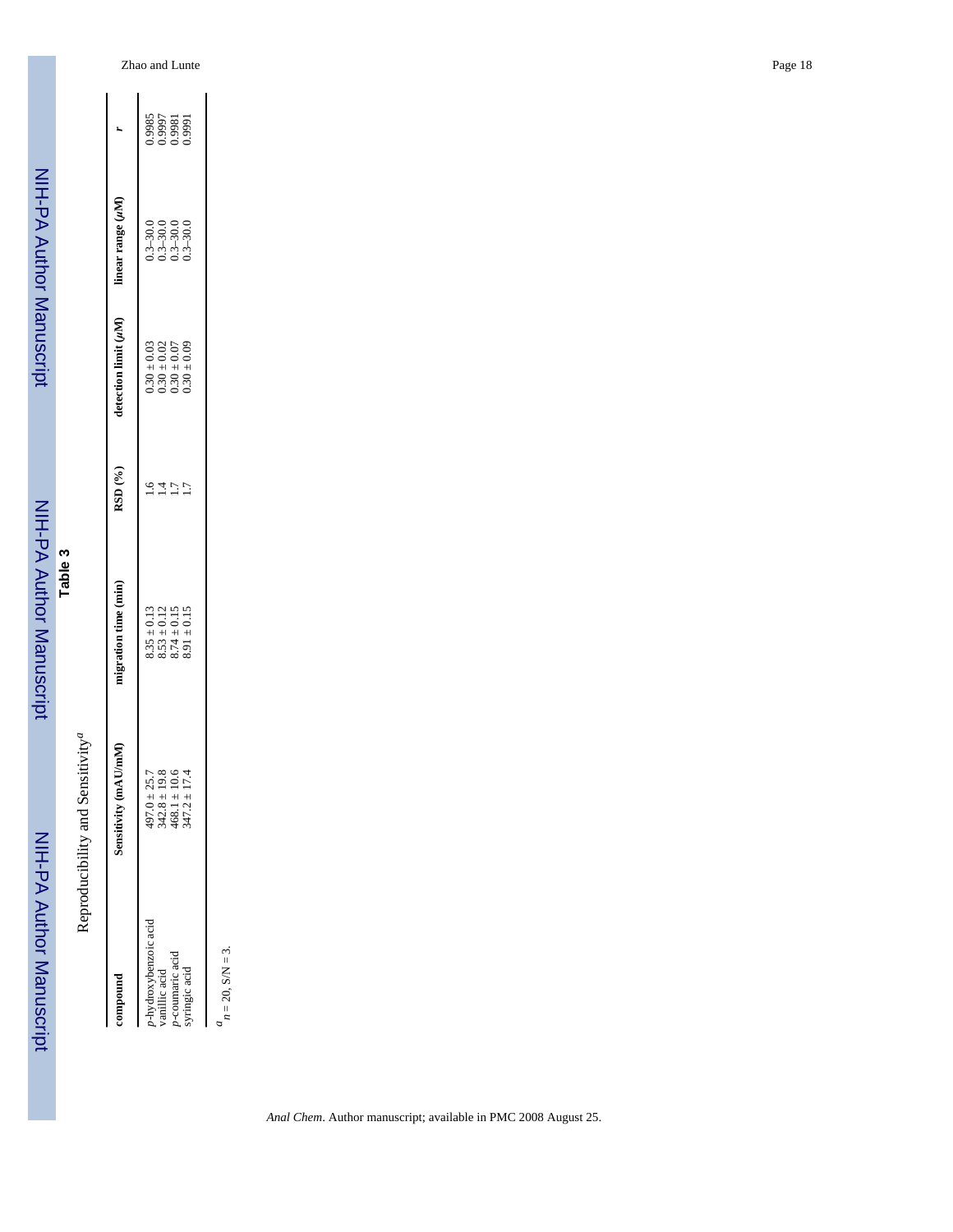**Table 3**

Reproducibility and Sensitivity[a]

| compound | Sensitivity (mAU/mM) | migration time (min) | RSD (%) | detection limit ($\mu$M) | linear range ($\mu$M) | *r* |
|---|---|---|---|---|---|---|
| *p*-hydroxybenzoic acid | 497.0 ± 25.7 | 8.35 ± 0.13 | 1.6 | 0.30 ± 0.03 | 0.3–30.0 | 0.9985 |
| vanillic acid | 342.8 ± 19.8 | 8.53 ± 0.12 | 1.4 | 0.30 ± 0.02 | 0.3–30.0 | 0.9997 |
| *p*-coumaric acid | 468.1 ± 10.6 | 8.74 ± 0.15 | 1.7 | 0.30 ± 0.07 | 0.3–30.0 | 0.9981 |
| syringic acid | 347.2 ± 17.4 | 8.91 ± 0.15 | 1.7 | 0.30 ± 0.09 | 0.3–30.0 | 0.9991 |

[a] $n = 20$, S/N = 3.